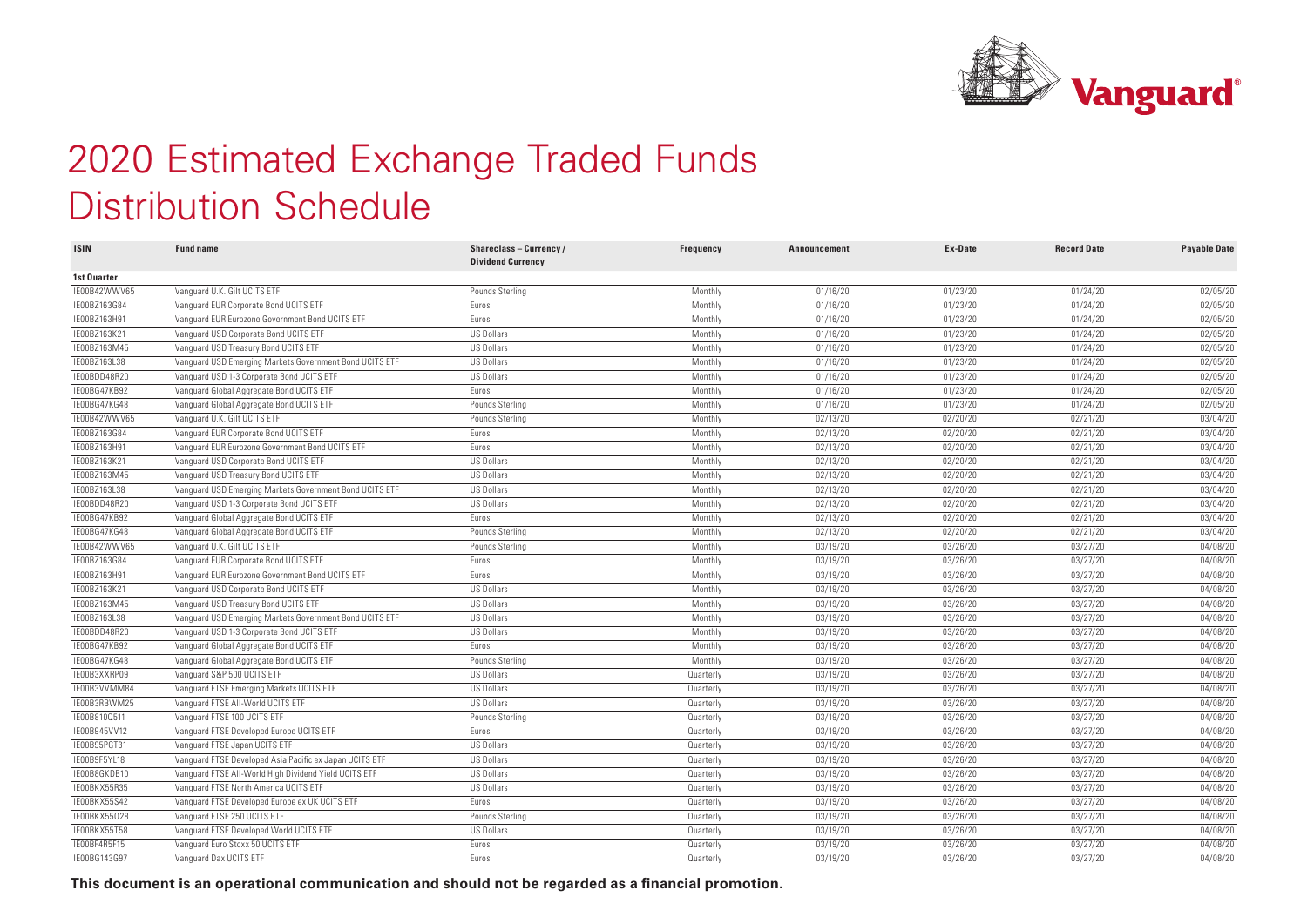# 2020 Estimated Exchange Traded Funds Distribution Schedule

| ISIN | Fund name | Shareclass – Currency / Dividend Currency | Frequency | Announcement | Ex-Date | Record Date | Payable Date |
|---|---|---|---|---|---|---|---|
| **1st Quarter** | | | | | | | |
| IE00B42WWV65 | Vanguard U.K. Gilt UCITS ETF | Pounds Sterling | Monthly | 01/16/20 | 01/23/20 | 01/24/20 | 02/05/20 |
| IE00BZ163G84 | Vanguard EUR Corporate Bond UCITS ETF | Euros | Monthly | 01/16/20 | 01/23/20 | 01/24/20 | 02/05/20 |
| IE00BZ163H91 | Vanguard EUR Eurozone Government Bond UCITS ETF | Euros | Monthly | 01/16/20 | 01/23/20 | 01/24/20 | 02/05/20 |
| IE00BZ163K21 | Vanguard USD Corporate Bond UCITS ETF | US Dollars | Monthly | 01/16/20 | 01/23/20 | 01/24/20 | 02/05/20 |
| IE00BZ163M45 | Vanguard USD Treasury Bond UCITS ETF | US Dollars | Monthly | 01/16/20 | 01/23/20 | 01/24/20 | 02/05/20 |
| IE00BZ163L38 | Vanguard USD Emerging Markets Government Bond UCITS ETF | US Dollars | Monthly | 01/16/20 | 01/23/20 | 01/24/20 | 02/05/20 |
| IE00BDD48R20 | Vanguard USD 1-3 Corporate Bond UCITS ETF | US Dollars | Monthly | 01/16/20 | 01/23/20 | 01/24/20 | 02/05/20 |
| IE00BG47KB92 | Vanguard Global Aggregate Bond UCITS ETF | Euros | Monthly | 01/16/20 | 01/23/20 | 01/24/20 | 02/05/20 |
| IE00BG47KG48 | Vanguard Global Aggregate Bond UCITS ETF | Pounds Sterling | Monthly | 01/16/20 | 01/23/20 | 01/24/20 | 02/05/20 |
| IE00B42WWV65 | Vanguard U.K. Gilt UCITS ETF | Pounds Sterling | Monthly | 02/13/20 | 02/20/20 | 02/21/20 | 03/04/20 |
| IE00BZ163G84 | Vanguard EUR Corporate Bond UCITS ETF | Euros | Monthly | 02/13/20 | 02/20/20 | 02/21/20 | 03/04/20 |
| IE00BZ163H91 | Vanguard EUR Eurozone Government Bond UCITS ETF | Euros | Monthly | 02/13/20 | 02/20/20 | 02/21/20 | 03/04/20 |
| IE00BZ163K21 | Vanguard USD Corporate Bond UCITS ETF | US Dollars | Monthly | 02/13/20 | 02/20/20 | 02/21/20 | 03/04/20 |
| IE00BZ163M45 | Vanguard USD Treasury Bond UCITS ETF | US Dollars | Monthly | 02/13/20 | 02/20/20 | 02/21/20 | 03/04/20 |
| IE00BZ163L38 | Vanguard USD Emerging Markets Government Bond UCITS ETF | US Dollars | Monthly | 02/13/20 | 02/20/20 | 02/21/20 | 03/04/20 |
| IE00BDD48R20 | Vanguard USD 1-3 Corporate Bond UCITS ETF | US Dollars | Monthly | 02/13/20 | 02/20/20 | 02/21/20 | 03/04/20 |
| IE00BG47KB92 | Vanguard Global Aggregate Bond UCITS ETF | Euros | Monthly | 02/13/20 | 02/20/20 | 02/21/20 | 03/04/20 |
| IE00BG47KG48 | Vanguard Global Aggregate Bond UCITS ETF | Pounds Sterling | Monthly | 02/13/20 | 02/20/20 | 02/21/20 | 03/04/20 |
| IE00B42WWV65 | Vanguard U.K. Gilt UCITS ETF | Pounds Sterling | Monthly | 03/19/20 | 03/26/20 | 03/27/20 | 04/08/20 |
| IE00BZ163G84 | Vanguard EUR Corporate Bond UCITS ETF | Euros | Monthly | 03/19/20 | 03/26/20 | 03/27/20 | 04/08/20 |
| IE00BZ163H91 | Vanguard EUR Eurozone Government Bond UCITS ETF | Euros | Monthly | 03/19/20 | 03/26/20 | 03/27/20 | 04/08/20 |
| IE00BZ163K21 | Vanguard USD Corporate Bond UCITS ETF | US Dollars | Monthly | 03/19/20 | 03/26/20 | 03/27/20 | 04/08/20 |
| IE00BZ163M45 | Vanguard USD Treasury Bond UCITS ETF | US Dollars | Monthly | 03/19/20 | 03/26/20 | 03/27/20 | 04/08/20 |
| IE00BZ163L38 | Vanguard USD Emerging Markets Government Bond UCITS ETF | US Dollars | Monthly | 03/19/20 | 03/26/20 | 03/27/20 | 04/08/20 |
| IE00BDD48R20 | Vanguard USD 1-3 Corporate Bond UCITS ETF | US Dollars | Monthly | 03/19/20 | 03/26/20 | 03/27/20 | 04/08/20 |
| IE00BG47KB92 | Vanguard Global Aggregate Bond UCITS ETF | Euros | Monthly | 03/19/20 | 03/26/20 | 03/27/20 | 04/08/20 |
| IE00BG47KG48 | Vanguard Global Aggregate Bond UCITS ETF | Pounds Sterling | Monthly | 03/19/20 | 03/26/20 | 03/27/20 | 04/08/20 |
| IE00B3XXRP09 | Vanguard S&P 500 UCITS ETF | US Dollars | Quarterly | 03/19/20 | 03/26/20 | 03/27/20 | 04/08/20 |
| IE00B3VVMM84 | Vanguard FTSE Emerging Markets UCITS ETF | US Dollars | Quarterly | 03/19/20 | 03/26/20 | 03/27/20 | 04/08/20 |
| IE00B3RBWM25 | Vanguard FTSE All-World UCITS ETF | US Dollars | Quarterly | 03/19/20 | 03/26/20 | 03/27/20 | 04/08/20 |
| IE00B810Q511 | Vanguard FTSE 100 UCITS ETF | Pounds Sterling | Quarterly | 03/19/20 | 03/26/20 | 03/27/20 | 04/08/20 |
| IE00B945VV12 | Vanguard FTSE Developed Europe UCITS ETF | Euros | Quarterly | 03/19/20 | 03/26/20 | 03/27/20 | 04/08/20 |
| IE00B95PGT31 | Vanguard FTSE Japan UCITS ETF | US Dollars | Quarterly | 03/19/20 | 03/26/20 | 03/27/20 | 04/08/20 |
| IE00B9F5YL18 | Vanguard FTSE Developed Asia Pacific ex Japan UCITS ETF | US Dollars | Quarterly | 03/19/20 | 03/26/20 | 03/27/20 | 04/08/20 |
| IE00B8GKDB10 | Vanguard FTSE All-World High Dividend Yield UCITS ETF | US Dollars | Quarterly | 03/19/20 | 03/26/20 | 03/27/20 | 04/08/20 |
| IE00BKX55R35 | Vanguard FTSE North America UCITS ETF | US Dollars | Quarterly | 03/19/20 | 03/26/20 | 03/27/20 | 04/08/20 |
| IE00BKX55S42 | Vanguard FTSE Developed Europe ex UK UCITS ETF | Euros | Quarterly | 03/19/20 | 03/26/20 | 03/27/20 | 04/08/20 |
| IE00BKX55Q28 | Vanguard FTSE 250 UCITS ETF | Pounds Sterling | Quarterly | 03/19/20 | 03/26/20 | 03/27/20 | 04/08/20 |
| IE00BKX55T58 | Vanguard FTSE Developed World UCITS ETF | US Dollars | Quarterly | 03/19/20 | 03/26/20 | 03/27/20 | 04/08/20 |
| IE00BF4R5F15 | Vanguard Euro Stoxx 50 UCITS ETF | Euros | Quarterly | 03/19/20 | 03/26/20 | 03/27/20 | 04/08/20 |
| IE00BG143G97 | Vanguard Dax UCITS ETF | Euros | Quarterly | 03/19/20 | 03/26/20 | 03/27/20 | 04/08/20 |

**This document is an operational communication and should not be regarded as a financial promotion.**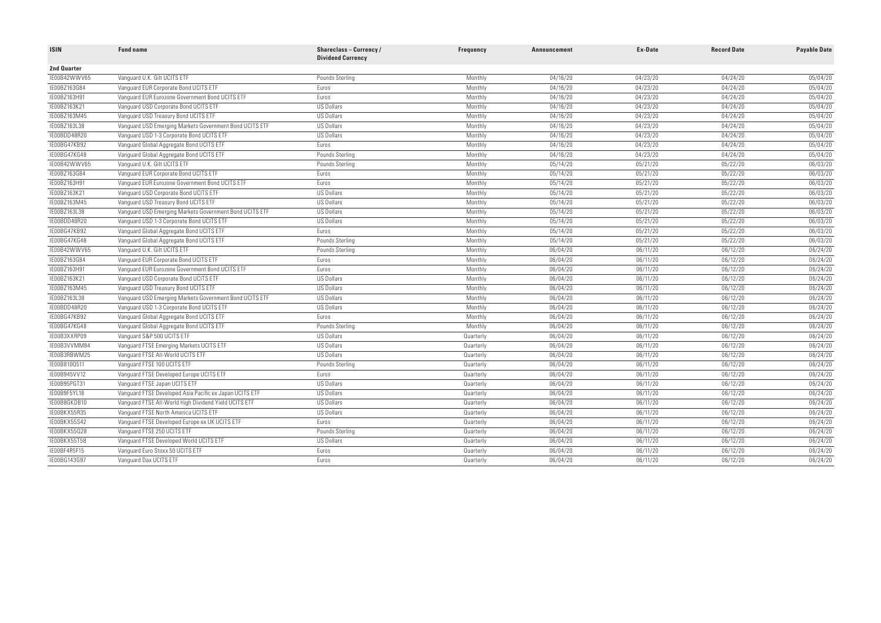| ISIN | Fund name | Shareclass – Currency / Dividend Currency | Frequency | Announcement | Ex-Date | Record Date | Payable Date |
|---|---|---|---|---|---|---|---|
| **2nd Quarter** | | | | | | | |
| IE00B42WWV65 | Vanguard U.K. Gilt UCITS ETF | Pounds Sterling | Monthly | 04/16/20 | 04/23/20 | 04/24/20 | 05/04/20 |
| IE00BZ163G84 | Vanguard EUR Corporate Bond UCITS ETF | Euros | Monthly | 04/16/20 | 04/23/20 | 04/24/20 | 05/04/20 |
| IE00BZ163H91 | Vanguard EUR Eurozone Government Bond UCITS ETF | Euros | Monthly | 04/16/20 | 04/23/20 | 04/24/20 | 05/04/20 |
| IE00BZ163K21 | Vanguard USD Corporate Bond UCITS ETF | US Dollars | Monthly | 04/16/20 | 04/23/20 | 04/24/20 | 05/04/20 |
| IE00BZ163M45 | Vanguard USD Treasury Bond UCITS ETF | US Dollars | Monthly | 04/16/20 | 04/23/20 | 04/24/20 | 05/04/20 |
| IE00BZ163L38 | Vanguard USD Emerging Markets Government Bond UCITS ETF | US Dollars | Monthly | 04/16/20 | 04/23/20 | 04/24/20 | 05/04/20 |
| IE00BDD48R20 | Vanguard USD 1-3 Corporate Bond UCITS ETF | US Dollars | Monthly | 04/16/20 | 04/23/20 | 04/24/20 | 05/04/20 |
| IE00BG47KB92 | Vanguard Global Aggregate Bond UCITS ETF | Euros | Monthly | 04/16/20 | 04/23/20 | 04/24/20 | 05/04/20 |
| IE00BG47KG48 | Vanguard Global Aggregate Bond UCITS ETF | Pounds Sterling | Monthly | 04/16/20 | 04/23/20 | 04/24/20 | 05/04/20 |
| IE00B42WWV65 | Vanguard U.K. Gilt UCITS ETF | Pounds Sterling | Monthly | 05/14/20 | 05/21/20 | 05/22/20 | 06/03/20 |
| IE00BZ163G84 | Vanguard EUR Corporate Bond UCITS ETF | Euros | Monthly | 05/14/20 | 05/21/20 | 05/22/20 | 06/03/20 |
| IE00BZ163H91 | Vanguard EUR Eurozone Government Bond UCITS ETF | Euros | Monthly | 05/14/20 | 05/21/20 | 05/22/20 | 06/03/20 |
| IE00BZ163K21 | Vanguard USD Corporate Bond UCITS ETF | US Dollars | Monthly | 05/14/20 | 05/21/20 | 05/22/20 | 06/03/20 |
| IE00BZ163M45 | Vanguard USD Treasury Bond UCITS ETF | US Dollars | Monthly | 05/14/20 | 05/21/20 | 05/22/20 | 06/03/20 |
| IE00BZ163L38 | Vanguard USD Emerging Markets Government Bond UCITS ETF | US Dollars | Monthly | 05/14/20 | 05/21/20 | 05/22/20 | 06/03/20 |
| IE00BDD48R20 | Vanguard USD 1-3 Corporate Bond UCITS ETF | US Dollars | Monthly | 05/14/20 | 05/21/20 | 05/22/20 | 06/03/20 |
| IE00BG47KB92 | Vanguard Global Aggregate Bond UCITS ETF | Euros | Monthly | 05/14/20 | 05/21/20 | 05/22/20 | 06/03/20 |
| IE00BG47KG48 | Vanguard Global Aggregate Bond UCITS ETF | Pounds Sterling | Monthly | 05/14/20 | 05/21/20 | 05/22/20 | 06/03/20 |
| IE00B42WWV65 | Vanguard U.K. Gilt UCITS ETF | Pounds Sterling | Monthly | 06/04/20 | 06/11/20 | 06/12/20 | 06/24/20 |
| IE00BZ163G84 | Vanguard EUR Corporate Bond UCITS ETF | Euros | Monthly | 06/04/20 | 06/11/20 | 06/12/20 | 06/24/20 |
| IE00BZ163H91 | Vanguard EUR Eurozone Government Bond UCITS ETF | Euros | Monthly | 06/04/20 | 06/11/20 | 06/12/20 | 06/24/20 |
| IE00BZ163K21 | Vanguard USD Corporate Bond UCITS ETF | US Dollars | Monthly | 06/04/20 | 06/11/20 | 06/12/20 | 06/24/20 |
| IE00BZ163M45 | Vanguard USD Treasury Bond UCITS ETF | US Dollars | Monthly | 06/04/20 | 06/11/20 | 06/12/20 | 06/24/20 |
| IE00BZ163L38 | Vanguard USD Emerging Markets Government Bond UCITS ETF | US Dollars | Monthly | 06/04/20 | 06/11/20 | 06/12/20 | 06/24/20 |
| IE00BDD48R20 | Vanguard USD 1-3 Corporate Bond UCITS ETF | US Dollars | Monthly | 06/04/20 | 06/11/20 | 06/12/20 | 06/24/20 |
| IE00BG47KB92 | Vanguard Global Aggregate Bond UCITS ETF | Euros | Monthly | 06/04/20 | 06/11/20 | 06/12/20 | 06/24/20 |
| IE00BG47KG48 | Vanguard Global Aggregate Bond UCITS ETF | Pounds Sterling | Monthly | 06/04/20 | 06/11/20 | 06/12/20 | 06/24/20 |
| IE00B3XXRP09 | Vanguard S&P 500 UCITS ETF | US Dollars | Quarterly | 06/04/20 | 06/11/20 | 06/12/20 | 06/24/20 |
| IE00B3VVMM84 | Vanguard FTSE Emerging Markets UCITS ETF | US Dollars | Quarterly | 06/04/20 | 06/11/20 | 06/12/20 | 06/24/20 |
| IE00B3RBWM25 | Vanguard FTSE All-World UCITS ETF | US Dollars | Quarterly | 06/04/20 | 06/11/20 | 06/12/20 | 06/24/20 |
| IE00B810Q511 | Vanguard FTSE 100 UCITS ETF | Pounds Sterling | Quarterly | 06/04/20 | 06/11/20 | 06/12/20 | 06/24/20 |
| IE00B945VV12 | Vanguard FTSE Developed Europe UCITS ETF | Euros | Quarterly | 06/04/20 | 06/11/20 | 06/12/20 | 06/24/20 |
| IE00B95PGT31 | Vanguard FTSE Japan UCITS ETF | US Dollars | Quarterly | 06/04/20 | 06/11/20 | 06/12/20 | 06/24/20 |
| IE00B9F5YL18 | Vanguard FTSE Developed Asia Pacific ex Japan UCITS ETF | US Dollars | Quarterly | 06/04/20 | 06/11/20 | 06/12/20 | 06/24/20 |
| IE00B8GKDB10 | Vanguard FTSE All-World High Dividend Yield UCITS ETF | US Dollars | Quarterly | 06/04/20 | 06/11/20 | 06/12/20 | 06/24/20 |
| IE00BKX55R35 | Vanguard FTSE North America UCITS ETF | US Dollars | Quarterly | 06/04/20 | 06/11/20 | 06/12/20 | 06/24/20 |
| IE00BKX55S42 | Vanguard FTSE Developed Europe ex UK UCITS ETF | Euros | Quarterly | 06/04/20 | 06/11/20 | 06/12/20 | 06/24/20 |
| IE00BKX55Q28 | Vanguard FTSE 250 UCITS ETF | Pounds Sterling | Quarterly | 06/04/20 | 06/11/20 | 06/12/20 | 06/24/20 |
| IE00BKX55T58 | Vanguard FTSE Developed World UCITS ETF | US Dollars | Quarterly | 06/04/20 | 06/11/20 | 06/12/20 | 06/24/20 |
| IE00BF4R5F15 | Vanguard Euro Stoxx 50 UCITS ETF | Euros | Quarterly | 06/04/20 | 06/11/20 | 06/12/20 | 06/24/20 |
| IE00BG143G97 | Vanguard Dax UCITS ETF | Euros | Quarterly | 06/04/20 | 06/11/20 | 06/12/20 | 06/24/20 |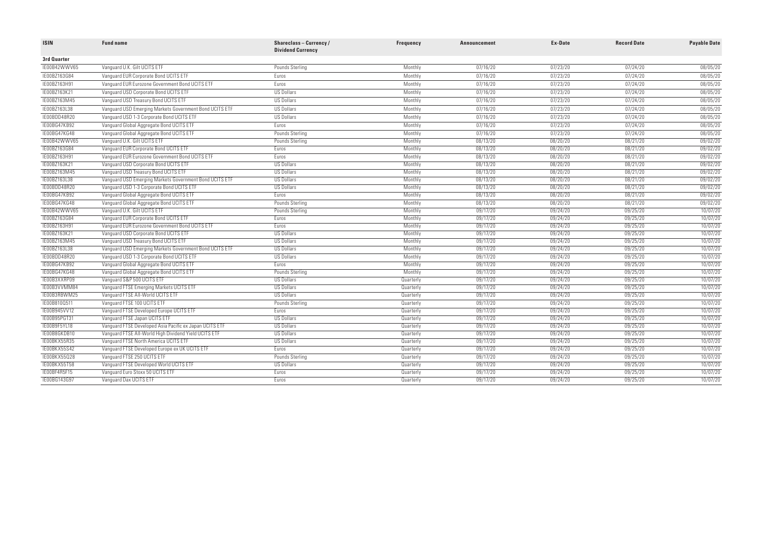| ISIN | Fund name | Shareclass – Currency / Dividend Currency | Frequency | Announcement | Ex-Date | Record Date | Payable Date |
|---|---|---|---|---|---|---|---|
| **3rd Quarter** | | | | | | | |
| IE00B42WWV65 | Vanguard U.K. Gilt UCITS ETF | Pounds Sterling | Monthly | 07/16/20 | 07/23/20 | 07/24/20 | 08/05/20 |
| IE00BZ163G84 | Vanguard EUR Corporate Bond UCITS ETF | Euros | Monthly | 07/16/20 | 07/23/20 | 07/24/20 | 08/05/20 |
| IE00BZ163H91 | Vanguard EUR Eurozone Government Bond UCITS ETF | Euros | Monthly | 07/16/20 | 07/23/20 | 07/24/20 | 08/05/20 |
| IE00BZ163K21 | Vanguard USD Corporate Bond UCITS ETF | US Dollars | Monthly | 07/16/20 | 07/23/20 | 07/24/20 | 08/05/20 |
| IE00BZ163M45 | Vanguard USD Treasury Bond UCITS ETF | US Dollars | Monthly | 07/16/20 | 07/23/20 | 07/24/20 | 08/05/20 |
| IE00BZ163L38 | Vanguard USD Emerging Markets Government Bond UCITS ETF | US Dollars | Monthly | 07/16/20 | 07/23/20 | 07/24/20 | 08/05/20 |
| IE00BDD48R20 | Vanguard USD 1-3 Corporate Bond UCITS ETF | US Dollars | Monthly | 07/16/20 | 07/23/20 | 07/24/20 | 08/05/20 |
| IE00BG47KB92 | Vanguard Global Aggregate Bond UCITS ETF | Euros | Monthly | 07/16/20 | 07/23/20 | 07/24/20 | 08/05/20 |
| IE00BG47KG48 | Vanguard Global Aggregate Bond UCITS ETF | Pounds Sterling | Monthly | 07/16/20 | 07/23/20 | 07/24/20 | 08/05/20 |
| IE00B42WWV65 | Vanguard U.K. Gilt UCITS ETF | Pounds Sterling | Monthly | 08/13/20 | 08/20/20 | 08/21/20 | 09/02/20 |
| IE00BZ163G84 | Vanguard EUR Corporate Bond UCITS ETF | Euros | Monthly | 08/13/20 | 08/20/20 | 08/21/20 | 09/02/20 |
| IE00BZ163H91 | Vanguard EUR Eurozone Government Bond UCITS ETF | Euros | Monthly | 08/13/20 | 08/20/20 | 08/21/20 | 09/02/20 |
| IE00BZ163K21 | Vanguard USD Corporate Bond UCITS ETF | US Dollars | Monthly | 08/13/20 | 08/20/20 | 08/21/20 | 09/02/20 |
| IE00BZ163M45 | Vanguard USD Treasury Bond UCITS ETF | US Dollars | Monthly | 08/13/20 | 08/20/20 | 08/21/20 | 09/02/20 |
| IE00BZ163L38 | Vanguard USD Emerging Markets Government Bond UCITS ETF | US Dollars | Monthly | 08/13/20 | 08/20/20 | 08/21/20 | 09/02/20 |
| IE00BDD48R20 | Vanguard USD 1-3 Corporate Bond UCITS ETF | US Dollars | Monthly | 08/13/20 | 08/20/20 | 08/21/20 | 09/02/20 |
| IE00BG47KB92 | Vanguard Global Aggregate Bond UCITS ETF | Euros | Monthly | 08/13/20 | 08/20/20 | 08/21/20 | 09/02/20 |
| IE00BG47KG48 | Vanguard Global Aggregate Bond UCITS ETF | Pounds Sterling | Monthly | 08/13/20 | 08/20/20 | 08/21/20 | 09/02/20 |
| IE00B42WWV65 | Vanguard U.K. Gilt UCITS ETF | Pounds Sterling | Monthly | 09/17/20 | 09/24/20 | 09/25/20 | 10/07/20 |
| IE00BZ163G84 | Vanguard EUR Corporate Bond UCITS ETF | Euros | Monthly | 09/17/20 | 09/24/20 | 09/25/20 | 10/07/20 |
| IE00BZ163H91 | Vanguard EUR Eurozone Government Bond UCITS ETF | Euros | Monthly | 09/17/20 | 09/24/20 | 09/25/20 | 10/07/20 |
| IE00BZ163K21 | Vanguard USD Corporate Bond UCITS ETF | US Dollars | Monthly | 09/17/20 | 09/24/20 | 09/25/20 | 10/07/20 |
| IE00BZ163M45 | Vanguard USD Treasury Bond UCITS ETF | US Dollars | Monthly | 09/17/20 | 09/24/20 | 09/25/20 | 10/07/20 |
| IE00BZ163L38 | Vanguard USD Emerging Markets Government Bond UCITS ETF | US Dollars | Monthly | 09/17/20 | 09/24/20 | 09/25/20 | 10/07/20 |
| IE00BDD48R20 | Vanguard USD 1-3 Corporate Bond UCITS ETF | US Dollars | Monthly | 09/17/20 | 09/24/20 | 09/25/20 | 10/07/20 |
| IE00BG47KB92 | Vanguard Global Aggregate Bond UCITS ETF | Euros | Monthly | 09/17/20 | 09/24/20 | 09/25/20 | 10/07/20 |
| IE00BG47KG48 | Vanguard Global Aggregate Bond UCITS ETF | Pounds Sterling | Monthly | 09/17/20 | 09/24/20 | 09/25/20 | 10/07/20 |
| IE00B3XXRP09 | Vanguard S&P 500 UCITS ETF | US Dollars | Quarterly | 09/17/20 | 09/24/20 | 09/25/20 | 10/07/20 |
| IE00B3VVMM84 | Vanguard FTSE Emerging Markets UCITS ETF | US Dollars | Quarterly | 09/17/20 | 09/24/20 | 09/25/20 | 10/07/20 |
| IE00B3RBWM25 | Vanguard FTSE All-World UCITS ETF | US Dollars | Quarterly | 09/17/20 | 09/24/20 | 09/25/20 | 10/07/20 |
| IE00B810Q511 | Vanguard FTSE 100 UCITS ETF | Pounds Sterling | Quarterly | 09/17/20 | 09/24/20 | 09/25/20 | 10/07/20 |
| IE00B945VV12 | Vanguard FTSE Developed Europe UCITS ETF | Euros | Quarterly | 09/17/20 | 09/24/20 | 09/25/20 | 10/07/20 |
| IE00B95PGT31 | Vanguard FTSE Japan UCITS ETF | US Dollars | Quarterly | 09/17/20 | 09/24/20 | 09/25/20 | 10/07/20 |
| IE00B9F5YL18 | Vanguard FTSE Developed Asia Pacific ex Japan UCITS ETF | US Dollars | Quarterly | 09/17/20 | 09/24/20 | 09/25/20 | 10/07/20 |
| IE00B8GKDB10 | Vanguard FTSE All-World High Dividend Yield UCITS ETF | US Dollars | Quarterly | 09/17/20 | 09/24/20 | 09/25/20 | 10/07/20 |
| IE00BKX55R35 | Vanguard FTSE North America UCITS ETF | US Dollars | Quarterly | 09/17/20 | 09/24/20 | 09/25/20 | 10/07/20 |
| IE00BKX55S42 | Vanguard FTSE Developed Europe ex UK UCITS ETF | Euros | Quarterly | 09/17/20 | 09/24/20 | 09/25/20 | 10/07/20 |
| IE00BKX55Q28 | Vanguard FTSE 250 UCITS ETF | Pounds Sterling | Quarterly | 09/17/20 | 09/24/20 | 09/25/20 | 10/07/20 |
| IE00BKX55T58 | Vanguard FTSE Developed World UCITS ETF | US Dollars | Quarterly | 09/17/20 | 09/24/20 | 09/25/20 | 10/07/20 |
| IE00BF4R5F15 | Vanguard Euro Stoxx 50 UCITS ETF | Euros | Quarterly | 09/17/20 | 09/24/20 | 09/25/20 | 10/07/20 |
| IE00BG143G97 | Vanguard Dax UCITS ETF | Euros | Quarterly | 09/17/20 | 09/24/20 | 09/25/20 | 10/07/20 |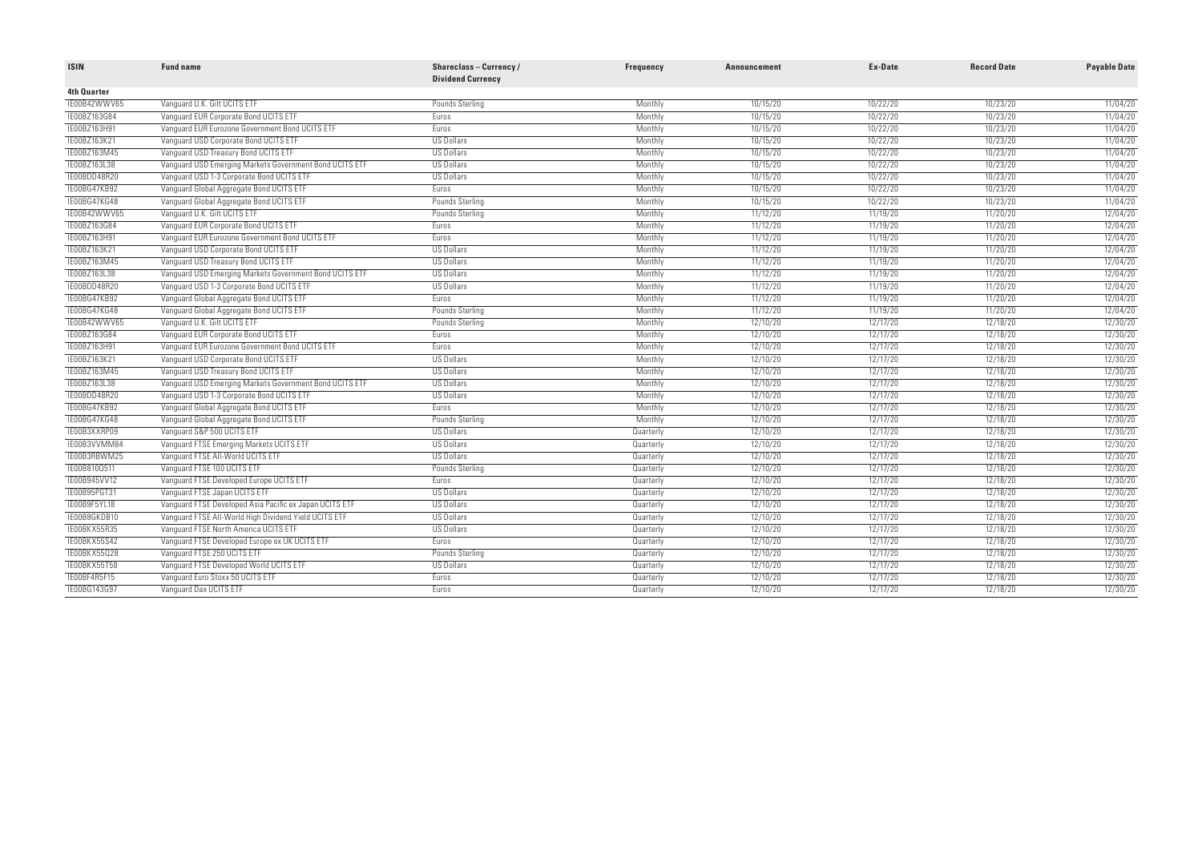| ISIN | Fund name | Shareclass – Currency / Dividend Currency | Frequency | Announcement | Ex-Date | Record Date | Payable Date |
|---|---|---|---|---|---|---|---|
| **4th Quarter** | | | | | | | |
| IE00B42WWV65 | Vanguard U.K. Gilt UCITS ETF | Pounds Sterling | Monthly | 10/15/20 | 10/22/20 | 10/23/20 | 11/04/20 |
| IE00BZ163G84 | Vanguard EUR Corporate Bond UCITS ETF | Euros | Monthly | 10/15/20 | 10/22/20 | 10/23/20 | 11/04/20 |
| IE00BZ163H91 | Vanguard EUR Eurozone Government Bond UCITS ETF | Euros | Monthly | 10/15/20 | 10/22/20 | 10/23/20 | 11/04/20 |
| IE00BZ163K21 | Vanguard USD Corporate Bond UCITS ETF | US Dollars | Monthly | 10/15/20 | 10/22/20 | 10/23/20 | 11/04/20 |
| IE00BZ163M45 | Vanguard USD Treasury Bond UCITS ETF | US Dollars | Monthly | 10/15/20 | 10/22/20 | 10/23/20 | 11/04/20 |
| IE00BZ163L38 | Vanguard USD Emerging Markets Government Bond UCITS ETF | US Dollars | Monthly | 10/15/20 | 10/22/20 | 10/23/20 | 11/04/20 |
| IE00BDD48R20 | Vanguard USD 1-3 Corporate Bond UCITS ETF | US Dollars | Monthly | 10/15/20 | 10/22/20 | 10/23/20 | 11/04/20 |
| IE00BG47KB92 | Vanguard Global Aggregate Bond UCITS ETF | Euros | Monthly | 10/15/20 | 10/22/20 | 10/23/20 | 11/04/20 |
| IE00BG47KG48 | Vanguard Global Aggregate Bond UCITS ETF | Pounds Sterling | Monthly | 10/15/20 | 10/22/20 | 10/23/20 | 11/04/20 |
| IE00B42WWV65 | Vanguard U.K. Gilt UCITS ETF | Pounds Sterling | Monthly | 11/12/20 | 11/19/20 | 11/20/20 | 12/04/20 |
| IE00BZ163G84 | Vanguard EUR Corporate Bond UCITS ETF | Euros | Monthly | 11/12/20 | 11/19/20 | 11/20/20 | 12/04/20 |
| IE00BZ163H91 | Vanguard EUR Eurozone Government Bond UCITS ETF | Euros | Monthly | 11/12/20 | 11/19/20 | 11/20/20 | 12/04/20 |
| IE00BZ163K21 | Vanguard USD Corporate Bond UCITS ETF | US Dollars | Monthly | 11/12/20 | 11/19/20 | 11/20/20 | 12/04/20 |
| IE00BZ163M45 | Vanguard USD Treasury Bond UCITS ETF | US Dollars | Monthly | 11/12/20 | 11/19/20 | 11/20/20 | 12/04/20 |
| IE00BZ163L38 | Vanguard USD Emerging Markets Government Bond UCITS ETF | US Dollars | Monthly | 11/12/20 | 11/19/20 | 11/20/20 | 12/04/20 |
| IE00BDD48R20 | Vanguard USD 1-3 Corporate Bond UCITS ETF | US Dollars | Monthly | 11/12/20 | 11/19/20 | 11/20/20 | 12/04/20 |
| IE00BG47KB92 | Vanguard Global Aggregate Bond UCITS ETF | Euros | Monthly | 11/12/20 | 11/19/20 | 11/20/20 | 12/04/20 |
| IE00BG47KG48 | Vanguard Global Aggregate Bond UCITS ETF | Pounds Sterling | Monthly | 11/12/20 | 11/19/20 | 11/20/20 | 12/04/20 |
| IE00B42WWV65 | Vanguard U.K. Gilt UCITS ETF | Pounds Sterling | Monthly | 12/10/20 | 12/17/20 | 12/18/20 | 12/30/20 |
| IE00BZ163G84 | Vanguard EUR Corporate Bond UCITS ETF | Euros | Monthly | 12/10/20 | 12/17/20 | 12/18/20 | 12/30/20 |
| IE00BZ163H91 | Vanguard EUR Eurozone Government Bond UCITS ETF | Euros | Monthly | 12/10/20 | 12/17/20 | 12/18/20 | 12/30/20 |
| IE00BZ163K21 | Vanguard USD Corporate Bond UCITS ETF | US Dollars | Monthly | 12/10/20 | 12/17/20 | 12/18/20 | 12/30/20 |
| IE00BZ163M45 | Vanguard USD Treasury Bond UCITS ETF | US Dollars | Monthly | 12/10/20 | 12/17/20 | 12/18/20 | 12/30/20 |
| IE00BZ163L38 | Vanguard USD Emerging Markets Government Bond UCITS ETF | US Dollars | Monthly | 12/10/20 | 12/17/20 | 12/18/20 | 12/30/20 |
| IE00BDD48R20 | Vanguard USD 1-3 Corporate Bond UCITS ETF | US Dollars | Monthly | 12/10/20 | 12/17/20 | 12/18/20 | 12/30/20 |
| IE00BG47KB92 | Vanguard Global Aggregate Bond UCITS ETF | Euros | Monthly | 12/10/20 | 12/17/20 | 12/18/20 | 12/30/20 |
| IE00BG47KG48 | Vanguard Global Aggregate Bond UCITS ETF | Pounds Sterling | Monthly | 12/10/20 | 12/17/20 | 12/18/20 | 12/30/20 |
| IE00B3XXRP09 | Vanguard S&P 500 UCITS ETF | US Dollars | Quarterly | 12/10/20 | 12/17/20 | 12/18/20 | 12/30/20 |
| IE00B3VVMM84 | Vanguard FTSE Emerging Markets UCITS ETF | US Dollars | Quarterly | 12/10/20 | 12/17/20 | 12/18/20 | 12/30/20 |
| IE00B3RBWM25 | Vanguard FTSE All-World UCITS ETF | US Dollars | Quarterly | 12/10/20 | 12/17/20 | 12/18/20 | 12/30/20 |
| IE00B810Q511 | Vanguard FTSE 100 UCITS ETF | Pounds Sterling | Quarterly | 12/10/20 | 12/17/20 | 12/18/20 | 12/30/20 |
| IE00B945VV12 | Vanguard FTSE Developed Europe UCITS ETF | Euros | Quarterly | 12/10/20 | 12/17/20 | 12/18/20 | 12/30/20 |
| IE00B95PGT31 | Vanguard FTSE Japan UCITS ETF | US Dollars | Quarterly | 12/10/20 | 12/17/20 | 12/18/20 | 12/30/20 |
| IE00B9F5YL18 | Vanguard FTSE Developed Asia Pacific ex Japan UCITS ETF | US Dollars | Quarterly | 12/10/20 | 12/17/20 | 12/18/20 | 12/30/20 |
| IE00B8GKDB10 | Vanguard FTSE All-World High Dividend Yield UCITS ETF | US Dollars | Quarterly | 12/10/20 | 12/17/20 | 12/18/20 | 12/30/20 |
| IE00BKX55R35 | Vanguard FTSE North America UCITS ETF | US Dollars | Quarterly | 12/10/20 | 12/17/20 | 12/18/20 | 12/30/20 |
| IE00BKX55S42 | Vanguard FTSE Developed Europe ex UK UCITS ETF | Euros | Quarterly | 12/10/20 | 12/17/20 | 12/18/20 | 12/30/20 |
| IE00BKX55Q28 | Vanguard FTSE 250 UCITS ETF | Pounds Sterling | Quarterly | 12/10/20 | 12/17/20 | 12/18/20 | 12/30/20 |
| IE00BKX55T58 | Vanguard FTSE Developed World UCITS ETF | US Dollars | Quarterly | 12/10/20 | 12/17/20 | 12/18/20 | 12/30/20 |
| IE00BF4R5F15 | Vanguard Euro Stoxx 50 UCITS ETF | Euros | Quarterly | 12/10/20 | 12/17/20 | 12/18/20 | 12/30/20 |
| IE00BG143G97 | Vanguard Dax UCITS ETF | Euros | Quarterly | 12/10/20 | 12/17/20 | 12/18/20 | 12/30/20 |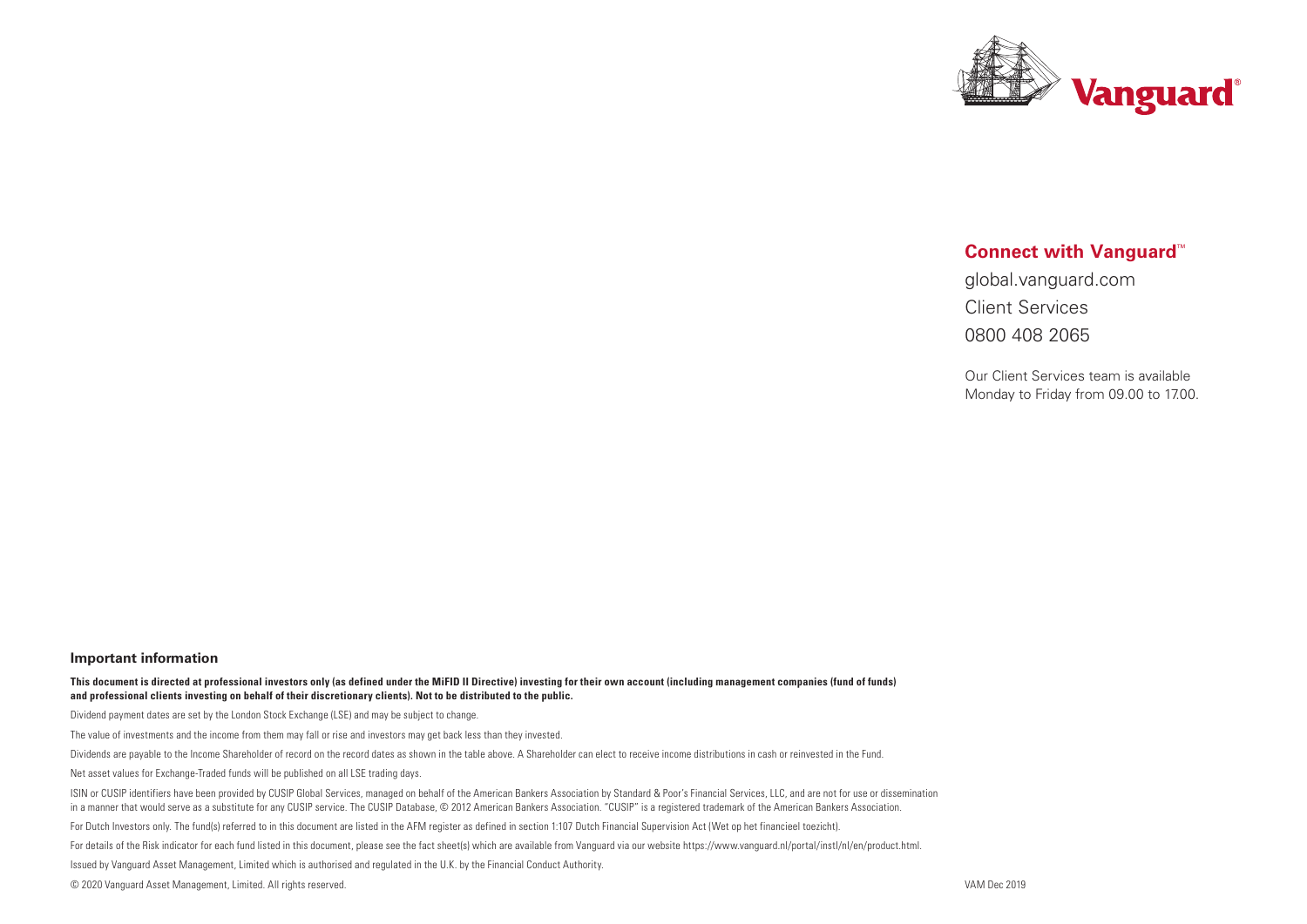**Connect with Vanguard™**

global.vanguard.com

Client Services

0800 408 2065

Our Client Services team is available Monday to Friday from 09.00 to 17.00.

**Important information**

**This document is directed at professional investors only (as defined under the MiFID II Directive) investing for their own account (including management companies (fund of funds) and professional clients investing on behalf of their discretionary clients). Not to be distributed to the public.**

Dividend payment dates are set by the London Stock Exchange (LSE) and may be subject to change.

The value of investments and the income from them may fall or rise and investors may get back less than they invested.

Dividends are payable to the Income Shareholder of record on the record dates as shown in the table above. A Shareholder can elect to receive income distributions in cash or reinvested in the Fund.

Net asset values for Exchange-Traded funds will be published on all LSE trading days.

ISIN or CUSIP identifiers have been provided by CUSIP Global Services, managed on behalf of the American Bankers Association by Standard & Poor's Financial Services, LLC, and are not for use or dissemination in a manner that would serve as a substitute for any CUSIP service. The CUSIP Database, © 2012 American Bankers Association. "CUSIP" is a registered trademark of the American Bankers Association.

For Dutch Investors only. The fund(s) referred to in this document are listed in the AFM register as defined in section 1:107 Dutch Financial Supervision Act (Wet op het financieel toezicht).

For details of the Risk indicator for each fund listed in this document, please see the fact sheet(s) which are available from Vanguard via our website https://www.vanguard.nl/portal/instl/nl/en/product.html.

Issued by Vanguard Asset Management, Limited which is authorised and regulated in the U.K. by the Financial Conduct Authority.

© 2020 Vanguard Asset Management, Limited. All rights reserved.

VAM Dec 2019